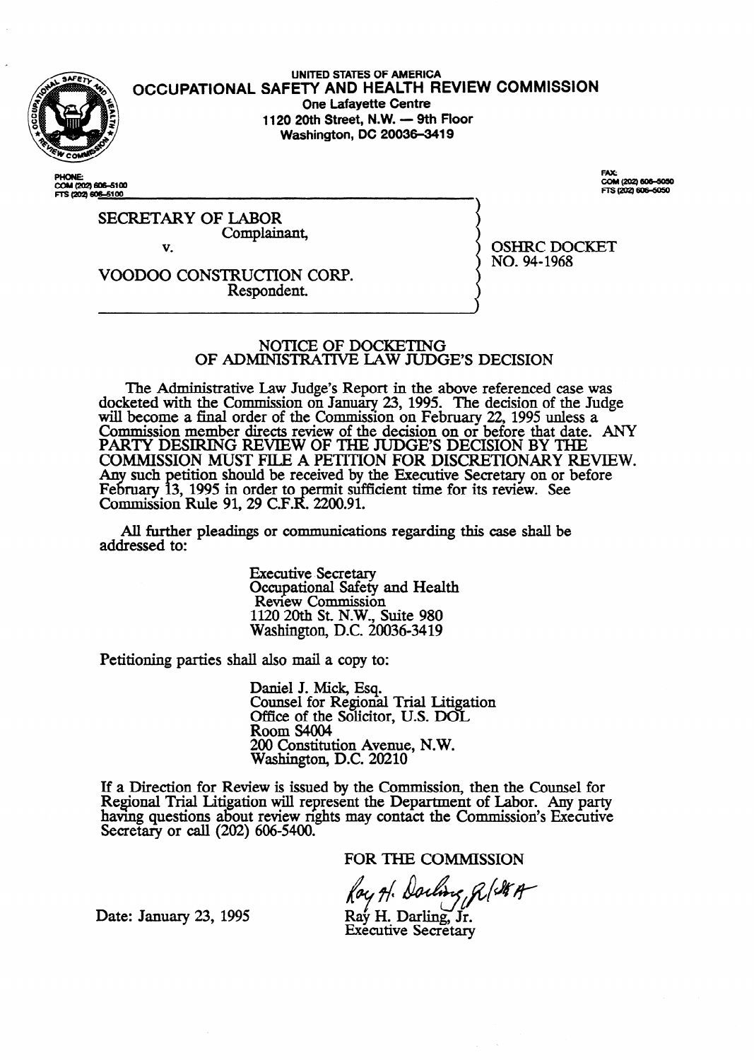**UNITED STATES OF AMERICA**
# OCCUPATIONAL SAFETY AND HEALTH REVIEW COMMISSION
**One Lafayette Centre**
**1120 20th Street, N.W. — 9th Floor**
**Washington, DC 20036-3419**

PHONE:
COM (202) 606-5100
FTS (202) 606-5100

FAX:
COM (202) 606-5050
FTS (202) 606-5050

SECRETARY OF LABOR
Complainant,

v.

VOODOO CONSTRUCTION CORP.
Respondent.

OSHRC DOCKET
NO. 94-1968

## NOTICE OF DOCKETING OF ADMINISTRATIVE LAW JUDGE'S DECISION

The Administrative Law Judge's Report in the above referenced case was docketed with the Commission on January 23, 1995. The decision of the Judge will become a final order of the Commission on February 22, 1995 unless a Commission member directs review of the decision on or before that date. ANY PARTY DESIRING REVIEW OF THE JUDGE'S DECISION BY THE COMMISSION MUST FILE A PETITION FOR DISCRETIONARY REVIEW. Any such petition should be received by the Executive Secretary on or before February 13, 1995 in order to permit sufficient time for its review. See Commission Rule 91, 29 C.F.R. 2200.91.

All further pleadings or communications regarding this case shall be addressed to:

Executive Secretary
Occupational Safety and Health
Review Commission
1120 20th St. N.W., Suite 980
Washington, D.C. 20036-3419

Petitioning parties shall also mail a copy to:

Daniel J. Mick, Esq.
Counsel for Regional Trial Litigation
Office of the Solicitor, U.S. DOL
Room S4004
200 Constitution Avenue, N.W.
Washington, D.C. 20210

If a Direction for Review is issued by the Commission, then the Counsel for Regional Trial Litigation will represent the Department of Labor. Any party having questions about review rights may contact the Commission's Executive Secretary or call (202) 606-5400.

FOR THE COMMISSION

Ray H. Darling, Jr.
Executive Secretary

Date: January 23, 1995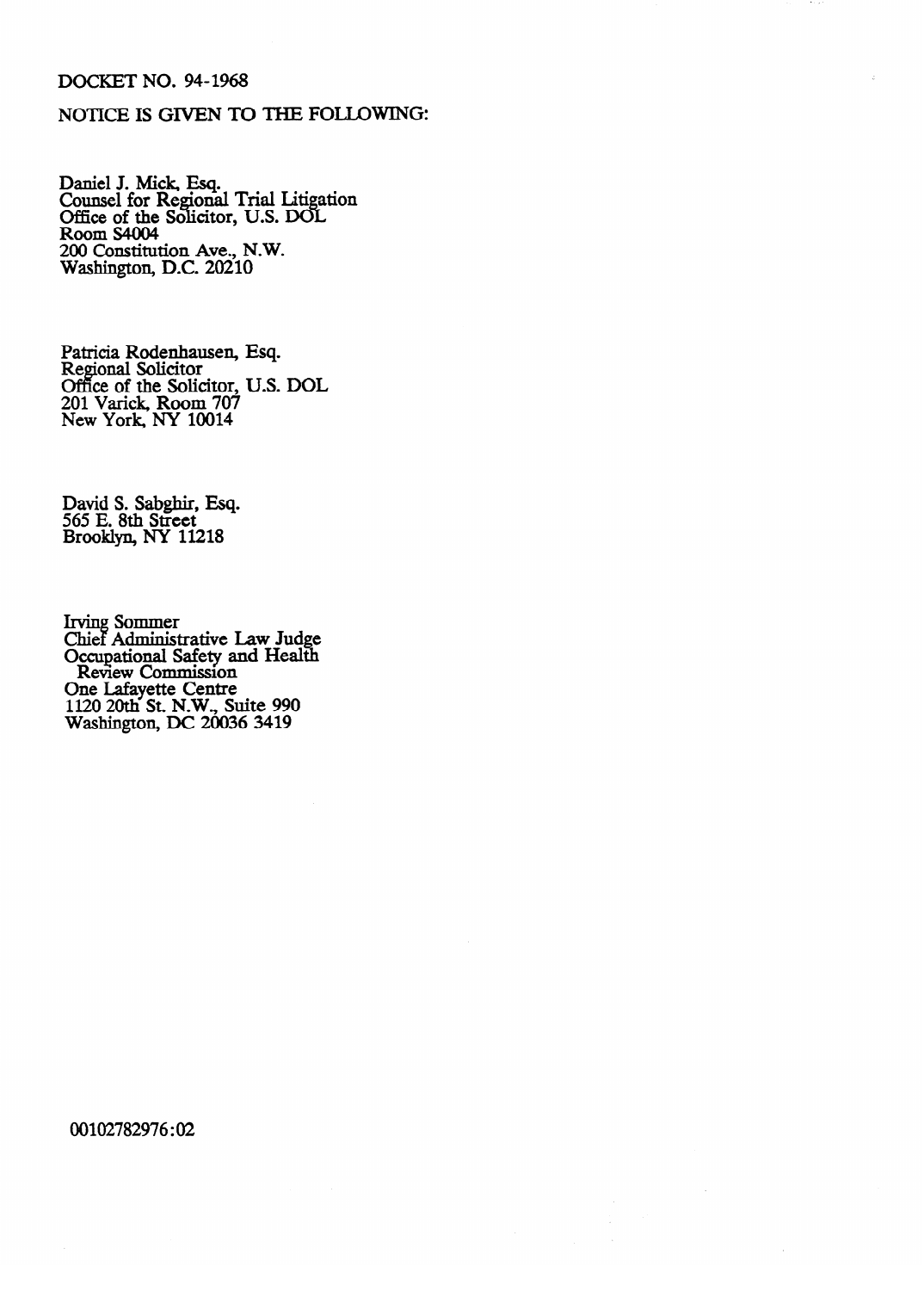DOCKET NO. 94-1968

NOTICE IS GIVEN TO THE FOLLOWING:

Daniel J. Mick, Esq.
Counsel for Regional Trial Litigation
Office of the Solicitor, U.S. DOL
Room S4004
200 Constitution Ave., N.W.
Washington, D.C. 20210

Patricia Rodenhausen, Esq.
Regional Solicitor
Office of the Solicitor, U.S. DOL
201 Varick, Room 707
New York, NY 10014

David S. Sabghir, Esq.
565 E. 8th Street
Brooklyn, NY 11218

Irving Sommer
Chief Administrative Law Judge
Occupational Safety and Health
Review Commission
One Lafayette Centre
1120 20th St. N.W., Suite 990
Washington, DC 20036 3419

00102782976:02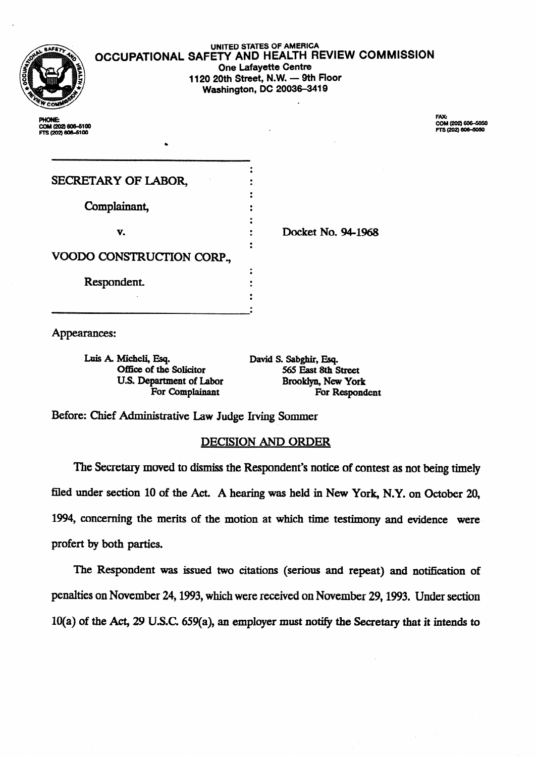UNITED STATES OF AMERICA

**OCCUPATIONAL SAFETY AND HEALTH REVIEW COMMISSION**

One Lafayette Centre
1120 20th Street, N.W. — 9th Floor
Washington, DC 20036-3419

PHONE:
COM (202) 606-5100
FTS (202) 606-5100

FAX:
COM (202) 606-5050
FTS (202) 606-5050

SECRETARY OF LABOR,

Complainant,

v.

VOODO CONSTRUCTION CORP.,

Respondent.

Docket No. 94-1968

Appearances:

Luis A. Micheli, Esq.
Office of the Solicitor
U.S. Department of Labor
For Complainant

David S. Sabghir, Esq.
565 East 8th Street
Brooklyn, New York
For Respondent

Before: Chief Administrative Law Judge Irving Sommer

## DECISION AND ORDER

The Secretary moved to dismiss the Respondent's notice of contest as not being timely filed under section 10 of the Act. A hearing was held in New York, N.Y. on October 20, 1994, concerning the merits of the motion at which time testimony and evidence were profert by both parties.

The Respondent was issued two citations (serious and repeat) and notification of penalties on November 24, 1993, which were received on November 29, 1993. Under section 10(a) of the Act, 29 U.S.C. 659(a), an employer must notify the Secretary that it intends to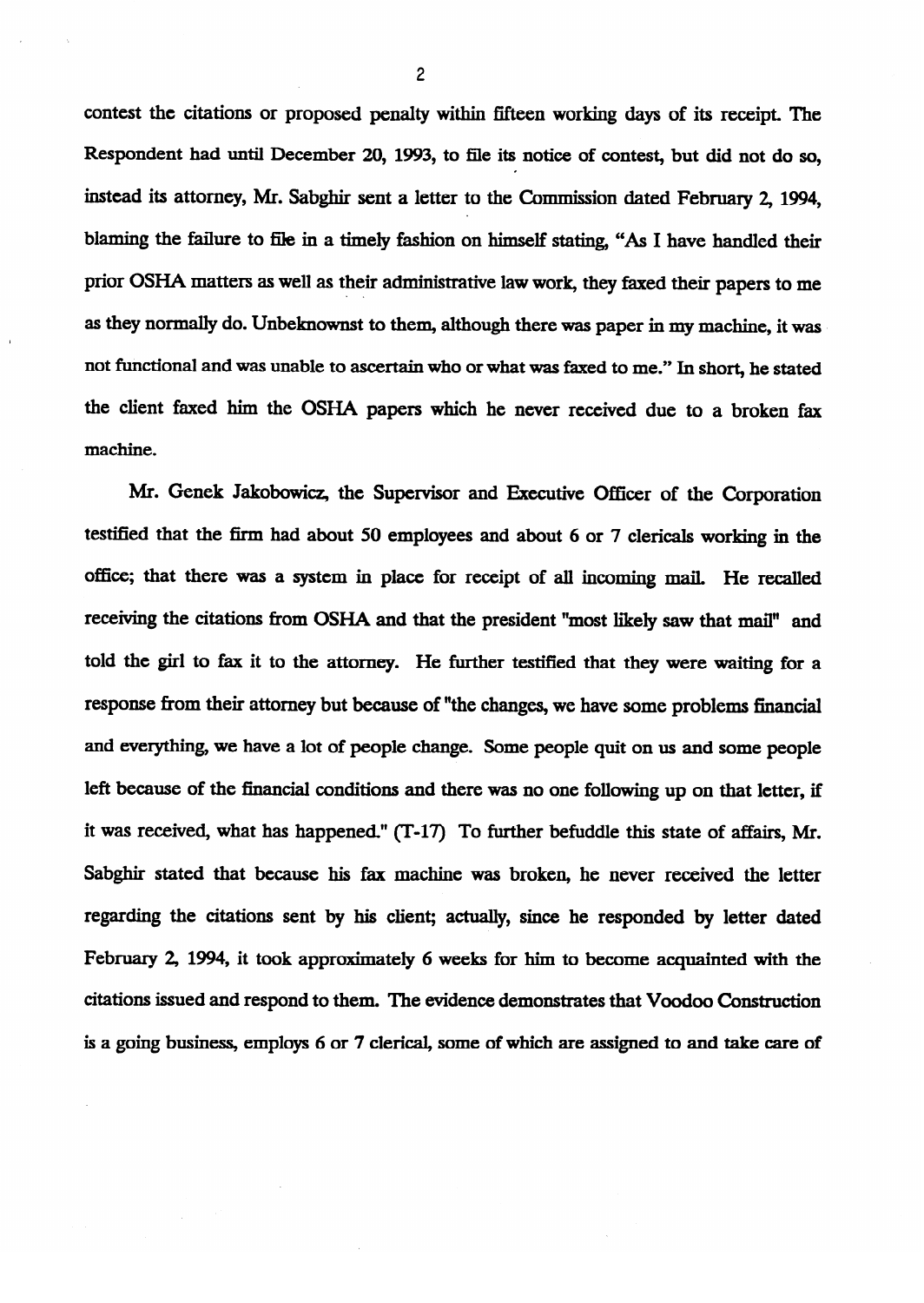contest the citations or proposed penalty within fifteen working days of its receipt. The Respondent had until December 20, 1993, to file its notice of contest, but did not do so, instead its attorney, Mr. Sabghir sent a letter to the Commission dated February 2, 1994, blaming the failure to file in a timely fashion on himself stating, "As I have handled their prior OSHA matters as well as their administrative law work, they faxed their papers to me as they normally do. Unbeknownst to them, although there was paper in my machine, it was not functional and was unable to ascertain who or what was faxed to me." In short, he stated the client faxed him the OSHA papers which he never received due to a broken fax machine.

Mr. Genek Jakobowicz, the Supervisor and Executive Officer of the Corporation testified that the firm had about 50 employees and about 6 or 7 clericals working in the office; that there was a system in place for receipt of all incoming mail. He recalled receiving the citations from OSHA and that the president "most likely saw that mail" and told the girl to fax it to the attorney. He further testified that they were waiting for a response from their attorney but because of "the changes, we have some problems financial and everything, we have a lot of people change. Some people quit on us and some people left because of the financial conditions and there was no one following up on that letter, if it was received, what has happened." (T-17) To further befuddle this state of affairs, Mr. Sabghir stated that because his fax machine was broken, he never received the letter regarding the citations sent by his client; actually, since he responded by letter dated February 2, 1994, it took approximately 6 weeks for him to become acquainted with the citations issued and respond to them. The evidence demonstrates that Voodoo Construction is a going business, employs 6 or 7 clerical, some of which are assigned to and take care of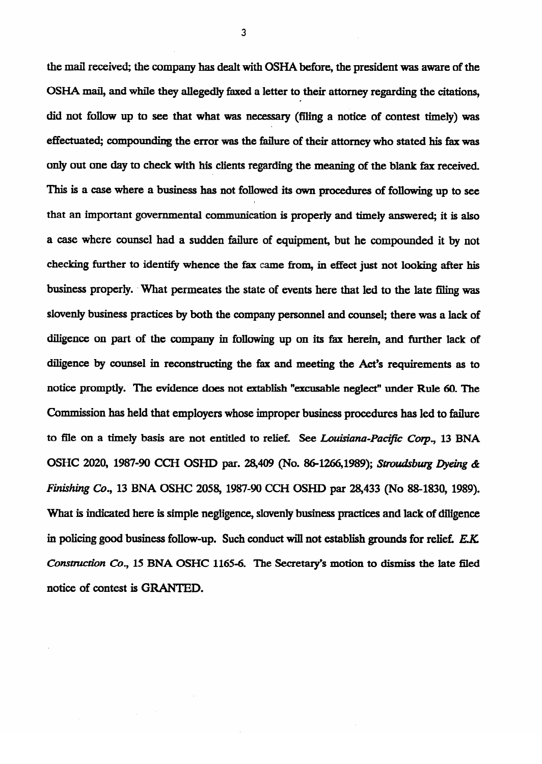the mail received; the company has dealt with OSHA before, the president was aware of the OSHA mail, and while they allegedly faxed a letter to their attorney regarding the citations, did not follow up to see that what was necessary (filing a notice of contest timely) was effectuated; compounding the error was the failure of their attorney who stated his fax was only out one day to check with his clients regarding the meaning of the blank fax received. This is a case where a business has not followed its own procedures of following up to see that an important governmental communication is properly and timely answered; it is also a case where counsel had a sudden failure of equipment, but he compounded it by not checking further to identify whence the fax came from, in effect just not looking after his business properly. What permeates the state of events here that led to the late filing was slovenly business practices by both the company personnel and counsel; there was a lack of diligence on part of the company in following up on its fax herein, and further lack of diligence by counsel in reconstructing the fax and meeting the Act's requirements as to notice promptly. The evidence does not extablish "excusable neglect" under Rule 60. The Commission has held that employers whose improper business procedures has led to failure to file on a timely basis are not entitled to relief. See *Louisiana-Pacific Corp.*, 13 BNA OSHC 2020, 1987-90 CCH OSHD par. 28,409 (No. 86-1266,1989); *Stroudsburg Dyeing & Finishing Co.*, 13 BNA OSHC 2058, 1987-90 CCH OSHD par 28,433 (No 88-1830, 1989). What is indicated here is simple negligence, slovenly business practices and lack of diligence in policing good business follow-up. Such conduct will not establish grounds for relief. *E.K. Construction Co.*, 15 BNA OSHC 1165-6. The Secretary's motion to dismiss the late filed notice of contest is GRANTED.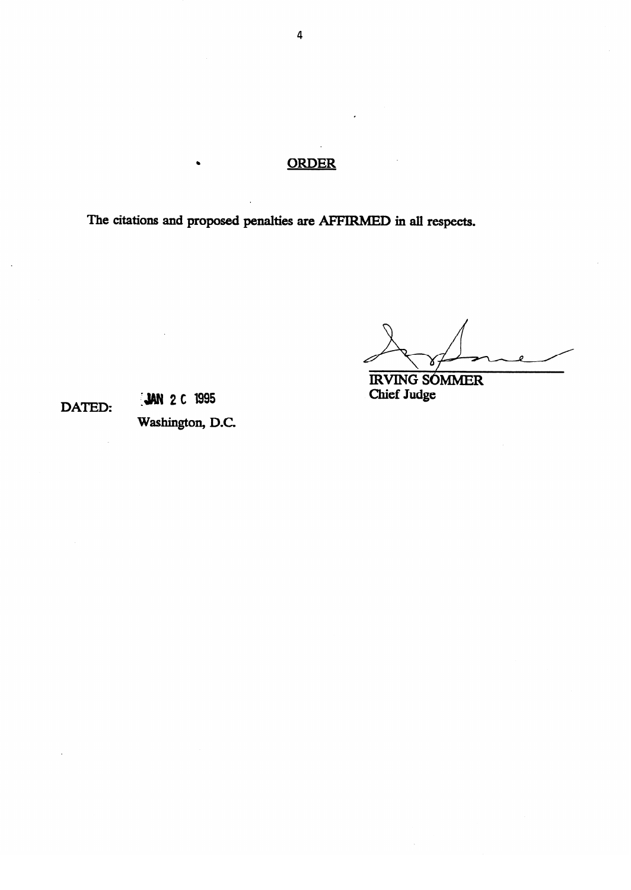## ORDER

The citations and proposed penalties are AFFIRMED in all respects.

IRVING SOMMER
Chief Judge

DATED: JAN 2 C 1995
Washington, D.C.